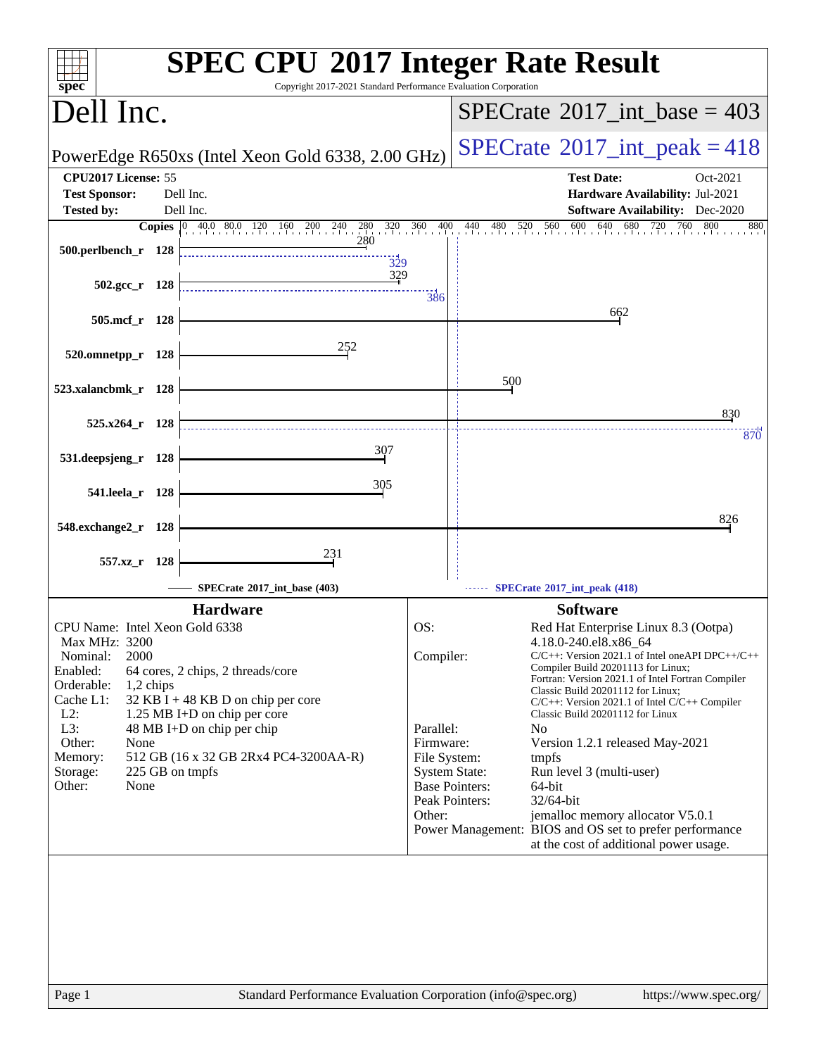# SPEC CPU 2017 Integer Rate Result

Copyright 2017-2021 Standard Performance Evaluation Corporation

## Dell Inc.

PowerEdge R650xs (Intel Xeon Gold 6338, 2.00 GHz)

SPECrate 2017_int_base = 403

SPECrate 2017_int_peak = 418

**CPU2017 License:** 55
**Test Sponsor:** Dell Inc.
**Tested by:** Dell Inc.

**Test Date:** Oct-2021
**Hardware Availability:** Jul-2021
**Software Availability:** Dec-2020

| Benchmark | Copies | Base | Peak |
|---|---|---|---|
| 500.perlbench_r | 128 | 280 | 329 |
| 502.gcc_r | 128 | 329 | 386 |
| 505.mcf_r | 128 | 662 | |
| 520.omnetpp_r | 128 | 252 | |
| 523.xalancbmk_r | 128 | 500 | |
| 525.x264_r | 128 | 830 | 870 |
| 531.deepsjeng_r | 128 | 307 | |
| 541.leela_r | 128 | 305 | |
| 548.exchange2_r | 128 | 826 | |
| 557.xz_r | 128 | 231 | |

SPECrate 2017_int_base (403)

SPECrate 2017_int_peak (418)

### Hardware

| | |
|---|---|
| CPU Name: | Intel Xeon Gold 6338 |
| Max MHz: | 3200 |
| Nominal: | 2000 |
| Enabled: | 64 cores, 2 chips, 2 threads/core |
| Orderable: | 1,2 chips |
| Cache L1: | 32 KB I + 48 KB D on chip per core |
| L2: | 1.25 MB I+D on chip per core |
| L3: | 48 MB I+D on chip per chip |
| Other: | None |
| Memory: | 512 GB (16 x 32 GB 2Rx4 PC4-3200AA-R) |
| Storage: | 225 GB on tmpfs |
| Other: | None |

### Software

| | |
|---|---|
| OS: | Red Hat Enterprise Linux 8.3 (Ootpa) 4.18.0-240.el8.x86_64 |
| Compiler: | C/C++: Version 2021.1 of Intel oneAPI DPC++/C++ Compiler Build 20201113 for Linux; Fortran: Version 2021.1 of Intel Fortran Compiler Classic Build 20201112 for Linux; C/C++: Version 2021.1 of Intel C/C++ Compiler Classic Build 20201112 for Linux |
| Parallel: | No |
| Firmware: | Version 1.2.1 released May-2021 |
| File System: | tmpfs |
| System State: | Run level 3 (multi-user) |
| Base Pointers: | 64-bit |
| Peak Pointers: | 32/64-bit |
| Other: | jemalloc memory allocator V5.0.1 |
| Power Management: | BIOS and OS set to prefer performance at the cost of additional power usage. |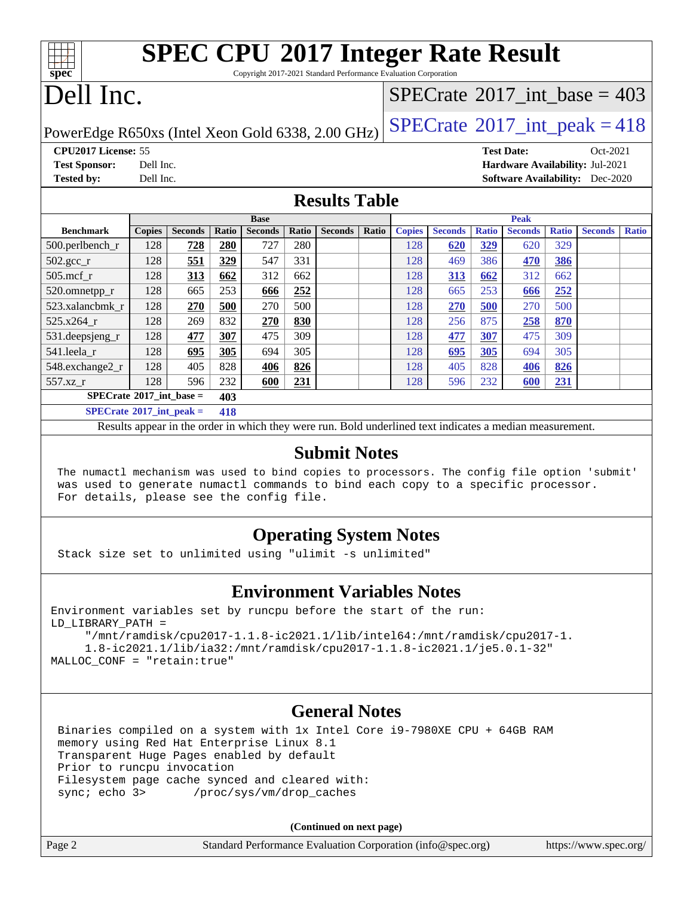# SPEC CPU 2017 Integer Rate Result

Copyright 2017-2021 Standard Performance Evaluation Corporation

# Dell Inc.

PowerEdge R650xs (Intel Xeon Gold 6338, 2.00 GHz)

SPECrate 2017_int_base = 403

SPECrate 2017_int_peak = 418

**CPU2017 License:** 55
**Test Sponsor:** Dell Inc.
**Tested by:** Dell Inc.

**Test Date:** Oct-2021
**Hardware Availability:** Jul-2021
**Software Availability:** Dec-2020

## Results Table

| Benchmark | Base | | | | | | | Peak | | | | | | |
|---|---|---|---|---|---|---|---|---|---|---|---|---|---|---|
| | Copies | Seconds | Ratio | Seconds | Ratio | Seconds | Ratio | Copies | Seconds | Ratio | Seconds | Ratio | Seconds | Ratio |
| 500.perlbench_r | 128 | **728** | **280** | 727 | 280 | | | 128 | **620** | **329** | 620 | 329 | | |
| 502.gcc_r | 128 | **551** | **329** | 547 | 331 | | | 128 | 469 | 386 | **470** | **386** | | |
| 505.mcf_r | 128 | **313** | **662** | 312 | 662 | | | 128 | **313** | **662** | 312 | 662 | | |
| 520.omnetpp_r | 128 | 665 | 253 | **666** | **252** | | | 128 | 665 | 253 | **666** | **252** | | |
| 523.xalancbmk_r | 128 | **270** | **500** | 270 | 500 | | | 128 | **270** | **500** | 270 | 500 | | |
| 525.x264_r | 128 | 269 | 832 | **270** | **830** | | | 128 | 256 | 875 | **258** | **870** | | |
| 531.deepsjeng_r | 128 | **477** | **307** | 475 | 309 | | | 128 | **477** | **307** | 475 | 309 | | |
| 541.leela_r | 128 | **695** | **305** | 694 | 305 | | | 128 | **695** | **305** | 694 | 305 | | |
| 548.exchange2_r | 128 | 405 | 828 | **406** | **826** | | | 128 | 405 | 828 | **406** | **826** | | |
| 557.xz_r | 128 | 596 | 232 | **600** | **231** | | | 128 | 596 | 232 | **600** | **231** | | |

**SPECrate 2017_int_base = 403**

**SPECrate 2017_int_peak = 418**

Results appear in the order in which they were run. Bold underlined text indicates a median measurement.

## Submit Notes

```
The numactl mechanism was used to bind copies to processors. The config file option 'submit'
was used to generate numactl commands to bind each copy to a specific processor.
For details, please see the config file.
```

## Operating System Notes

```
Stack size set to unlimited using "ulimit -s unlimited"
```

## Environment Variables Notes

```
Environment variables set by runcpu before the start of the run:
LD_LIBRARY_PATH =
     "/mnt/ramdisk/cpu2017-1.1.8-ic2021.1/lib/intel64:/mnt/ramdisk/cpu2017-1.
     1.8-ic2021.1/lib/ia32:/mnt/ramdisk/cpu2017-1.1.8-ic2021.1/je5.0.1-32"
MALLOC_CONF = "retain:true"
```

## General Notes

```
Binaries compiled on a system with 1x Intel Core i9-7980XE CPU + 64GB RAM
memory using Red Hat Enterprise Linux 8.1
Transparent Huge Pages enabled by default
Prior to runcpu invocation
Filesystem page cache synced and cleared with:
sync; echo 3>       /proc/sys/vm/drop_caches
```

**(Continued on next page)**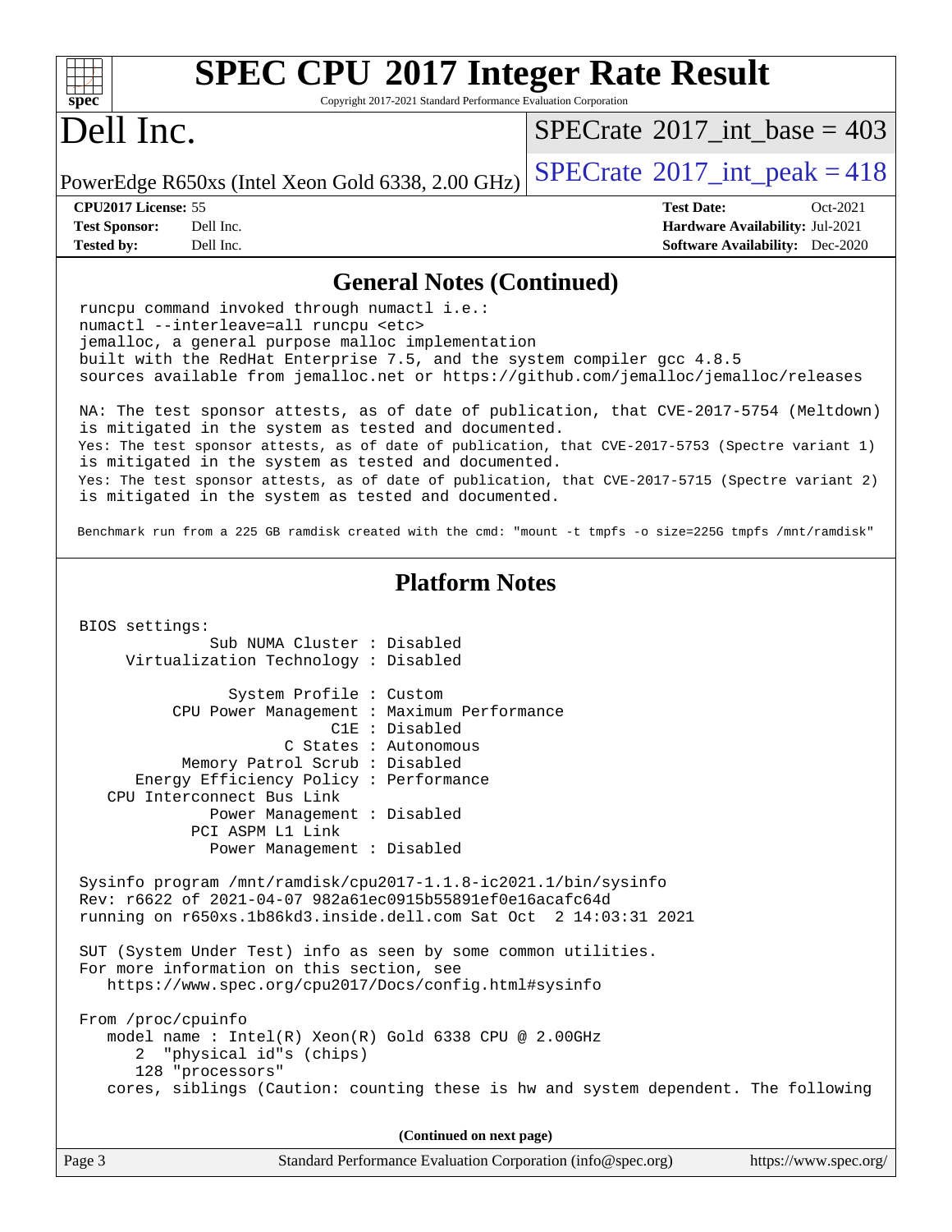# SPEC CPU 2017 Integer Rate Result

Copyright 2017-2021 Standard Performance Evaluation Corporation

# Dell Inc.

PowerEdge R650xs (Intel Xeon Gold 6338, 2.00 GHz)

SPECrate 2017_int_base = 403

SPECrate 2017_int_peak = 418

| | | | |
|---|---|---|---|
| **CPU2017 License:** | 55 | **Test Date:** | Oct-2021 |
| **Test Sponsor:** | Dell Inc. | **Hardware Availability:** | Jul-2021 |
| **Tested by:** | Dell Inc. | **Software Availability:** | Dec-2020 |

## General Notes (Continued)

```
runcpu command invoked through numactl i.e.:
numactl --interleave=all runcpu <etc>
jemalloc, a general purpose malloc implementation
built with the RedHat Enterprise 7.5, and the system compiler gcc 4.8.5
sources available from jemalloc.net or https://github.com/jemalloc/jemalloc/releases

NA: The test sponsor attests, as of date of publication, that CVE-2017-5754 (Meltdown)
is mitigated in the system as tested and documented.
Yes: The test sponsor attests, as of date of publication, that CVE-2017-5753 (Spectre variant 1)
is mitigated in the system as tested and documented.
Yes: The test sponsor attests, as of date of publication, that CVE-2017-5715 (Spectre variant 2)
is mitigated in the system as tested and documented.

Benchmark run from a 225 GB ramdisk created with the cmd: "mount -t tmpfs -o size=225G tmpfs /mnt/ramdisk"
```

## Platform Notes

```
BIOS settings:
            Sub NUMA Cluster : Disabled
    Virtualization Technology : Disabled

              System Profile : Custom
        CPU Power Management : Maximum Performance
                         C1E : Disabled
                    C States : Autonomous
         Memory Patrol Scrub : Disabled
     Energy Efficiency Policy : Performance
   CPU Interconnect Bus Link
            Power Management : Disabled
          PCI ASPM L1 Link
            Power Management : Disabled

Sysinfo program /mnt/ramdisk/cpu2017-1.1.8-ic2021.1/bin/sysinfo
Rev: r6622 of 2021-04-07 982a61ec0915b55891ef0e16acafc64d
running on r650xs.1b86kd3.inside.dell.com Sat Oct  2 14:03:31 2021

SUT (System Under Test) info as seen by some common utilities.
For more information on this section, see
   https://www.spec.org/cpu2017/Docs/config.html#sysinfo

From /proc/cpuinfo
   model name : Intel(R) Xeon(R) Gold 6338 CPU @ 2.00GHz
      2  "physical id"s (chips)
      128 "processors"
   cores, siblings (Caution: counting these is hw and system dependent. The following
```

(Continued on next page)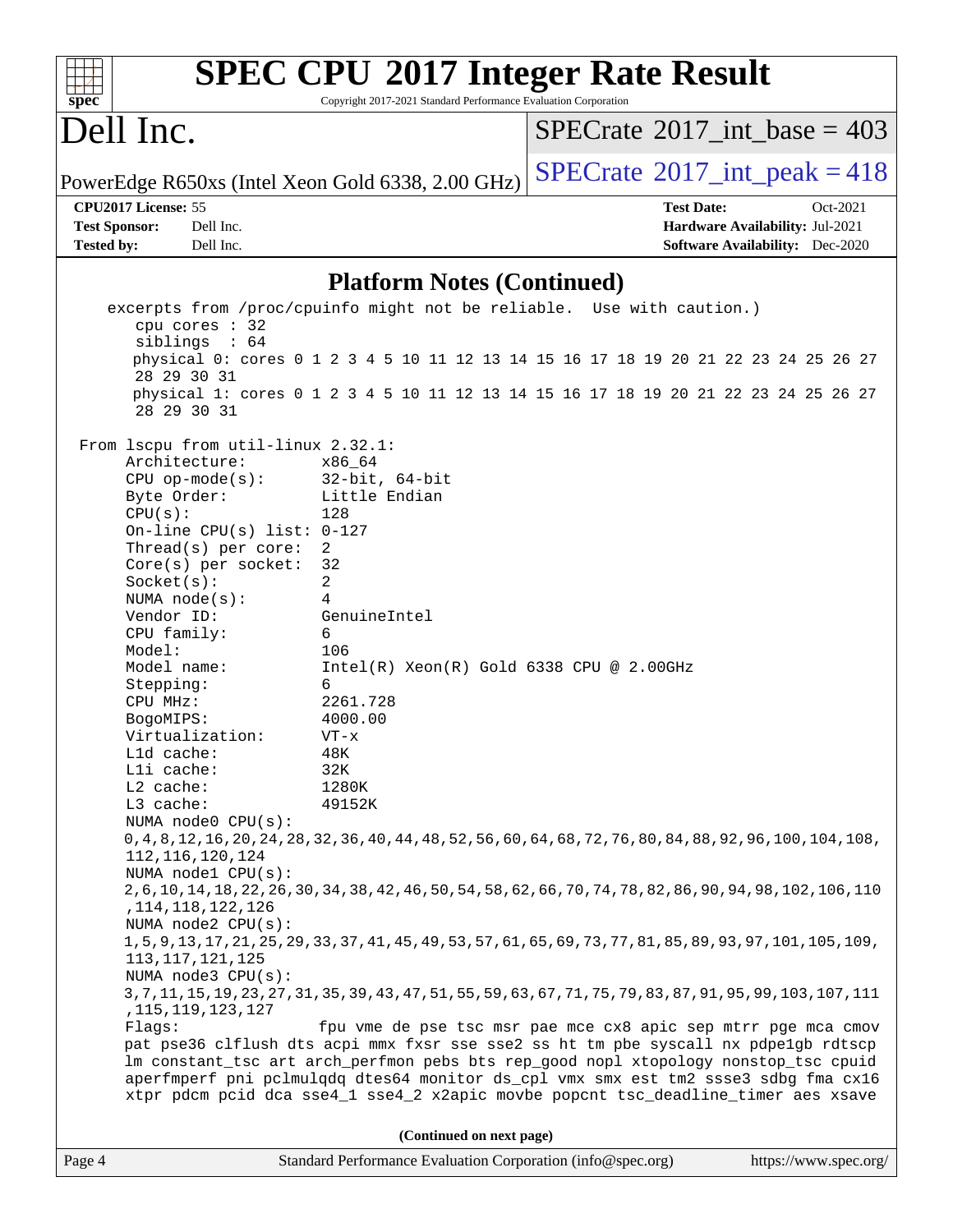## Platform Notes (Continued)

```
    excerpts from /proc/cpuinfo might not be reliable.  Use with caution.)
       cpu cores : 32
       siblings  : 64
       physical 0: cores 0 1 2 3 4 5 10 11 12 13 14 15 16 17 18 19 20 21 22 23 24 25 26 27
       28 29 30 31
       physical 1: cores 0 1 2 3 4 5 10 11 12 13 14 15 16 17 18 19 20 21 22 23 24 25 26 27
       28 29 30 31

 From lscpu from util-linux 2.32.1:
      Architecture:        x86_64
      CPU op-mode(s):      32-bit, 64-bit
      Byte Order:          Little Endian
      CPU(s):              128
      On-line CPU(s) list: 0-127
      Thread(s) per core:  2
      Core(s) per socket:  32
      Socket(s):           2
      NUMA node(s):        4
      Vendor ID:           GenuineIntel
      CPU family:          6
      Model:               106
      Model name:          Intel(R) Xeon(R) Gold 6338 CPU @ 2.00GHz
      Stepping:            6
      CPU MHz:             2261.728
      BogoMIPS:            4000.00
      Virtualization:      VT-x
      L1d cache:           48K
      L1i cache:           32K
      L2 cache:            1280K
      L3 cache:            49152K
      NUMA node0 CPU(s):
      0,4,8,12,16,20,24,28,32,36,40,44,48,52,56,60,64,68,72,76,80,84,88,92,96,100,104,108,
      112,116,120,124
      NUMA node1 CPU(s):
      2,6,10,14,18,22,26,30,34,38,42,46,50,54,58,62,66,70,74,78,82,86,90,94,98,102,106,110
      ,114,118,122,126
      NUMA node2 CPU(s):
      1,5,9,13,17,21,25,29,33,37,41,45,49,53,57,61,65,69,73,77,81,85,89,93,97,101,105,109,
      113,117,121,125
      NUMA node3 CPU(s):
      3,7,11,15,19,23,27,31,35,39,43,47,51,55,59,63,67,71,75,79,83,87,91,95,99,103,107,111
      ,115,119,123,127
      Flags:               fpu vme de pse tsc msr pae mce cx8 apic sep mtrr pge mca cmov
      pat pse36 clflush dts acpi mmx fxsr sse sse2 ss ht tm pbe syscall nx pdpe1gb rdtscp
      lm constant_tsc art arch_perfmon pebs bts rep_good nopl xtopology nonstop_tsc cpuid
      aperfmperf pni pclmulqdq dtes64 monitor ds_cpl vmx smx est tm2 ssse3 sdbg fma cx16
      xtpr pdcm pcid dca sse4_1 sse4_2 x2apic movbe popcnt tsc_deadline_timer aes xsave
```

(Continued on next page)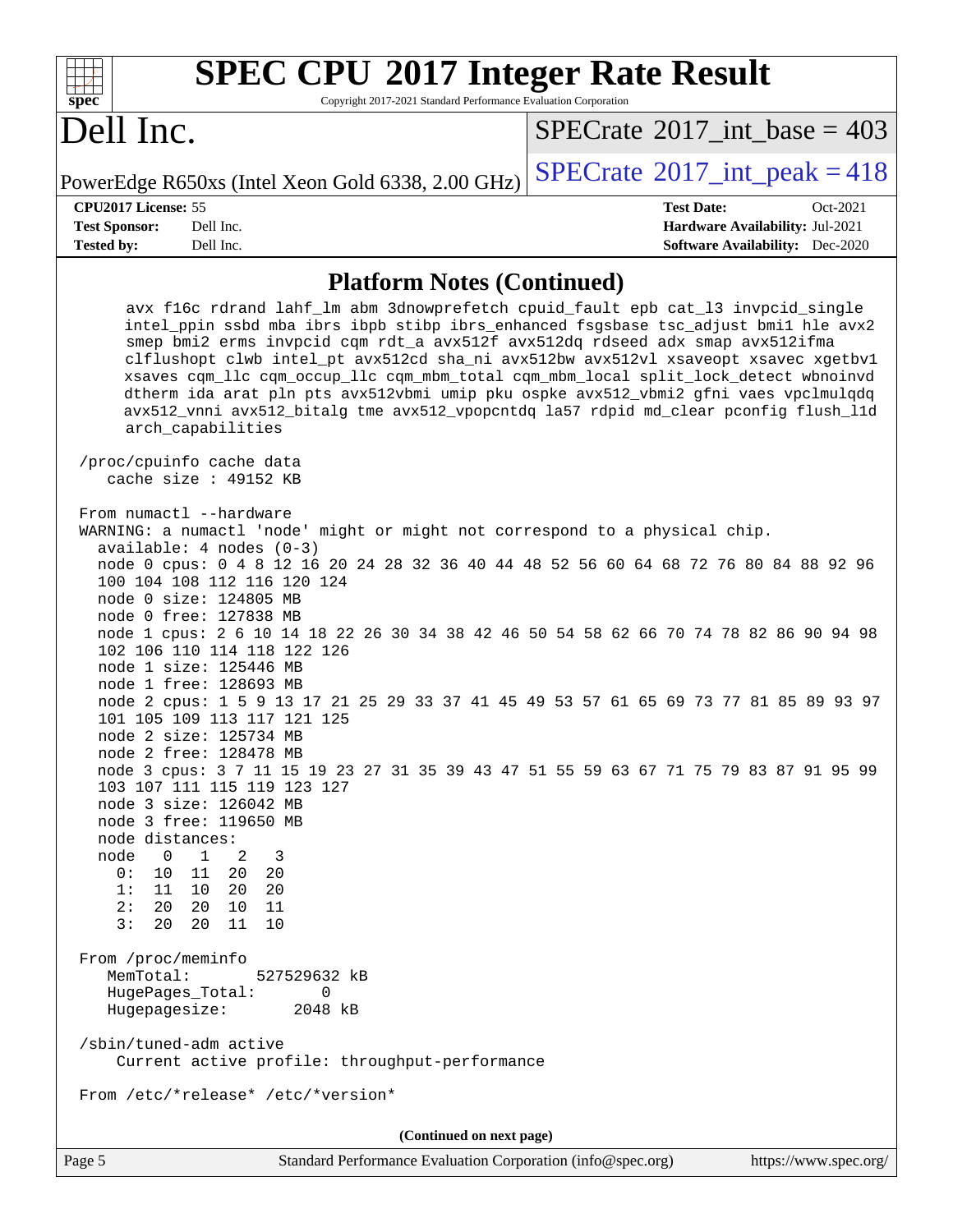## Platform Notes (Continued)

```
    avx f16c rdrand lahf_lm abm 3dnowprefetch cpuid_fault epb cat_l3 invpcid_single
    intel_ppin ssbd mba ibrs ibpb stibp ibrs_enhanced fsgsbase tsc_adjust bmi1 hle avx2
    smep bmi2 erms invpcid cqm rdt_a avx512f avx512dq rdseed adx smap avx512ifma
    clflushopt clwb intel_pt avx512cd sha_ni avx512bw avx512vl xsaveopt xsavec xgetbv1
    xsaves cqm_llc cqm_occup_llc cqm_mbm_total cqm_mbm_local split_lock_detect wbnoinvd
    dtherm ida arat pln pts avx512vbmi umip pku ospke avx512_vbmi2 gfni vaes vpclmulqdq
    avx512_vnni avx512_bitalg tme avx512_vpopcntdq la57 rdpid md_clear pconfig flush_l1d
    arch_capabilities

/proc/cpuinfo cache data
   cache size : 49152 KB

From numactl --hardware
WARNING: a numactl 'node' might or might not correspond to a physical chip.
  available: 4 nodes (0-3)
  node 0 cpus: 0 4 8 12 16 20 24 28 32 36 40 44 48 52 56 60 64 68 72 76 80 84 88 92 96
  100 104 108 112 116 120 124
  node 0 size: 124805 MB
  node 0 free: 127838 MB
  node 1 cpus: 2 6 10 14 18 22 26 30 34 38 42 46 50 54 58 62 66 70 74 78 82 86 90 94 98
  102 106 110 114 118 122 126
  node 1 size: 125446 MB
  node 1 free: 128693 MB
  node 2 cpus: 1 5 9 13 17 21 25 29 33 37 41 45 49 53 57 61 65 69 73 77 81 85 89 93 97
  101 105 109 113 117 121 125
  node 2 size: 125734 MB
  node 2 free: 128478 MB
  node 3 cpus: 3 7 11 15 19 23 27 31 35 39 43 47 51 55 59 63 67 71 75 79 83 87 91 95 99
  103 107 111 115 119 123 127
  node 3 size: 126042 MB
  node 3 free: 119650 MB
  node distances:
  node   0   1   2   3
    0:  10  11  20  20
    1:  11  10  20  20
    2:  20  20  10  11
    3:  20  20  11  10

From /proc/meminfo
   MemTotal:       527529632 kB
   HugePages_Total:       0
   Hugepagesize:       2048 kB

/sbin/tuned-adm active
    Current active profile: throughput-performance

From /etc/*release* /etc/*version*
```

**(Continued on next page)**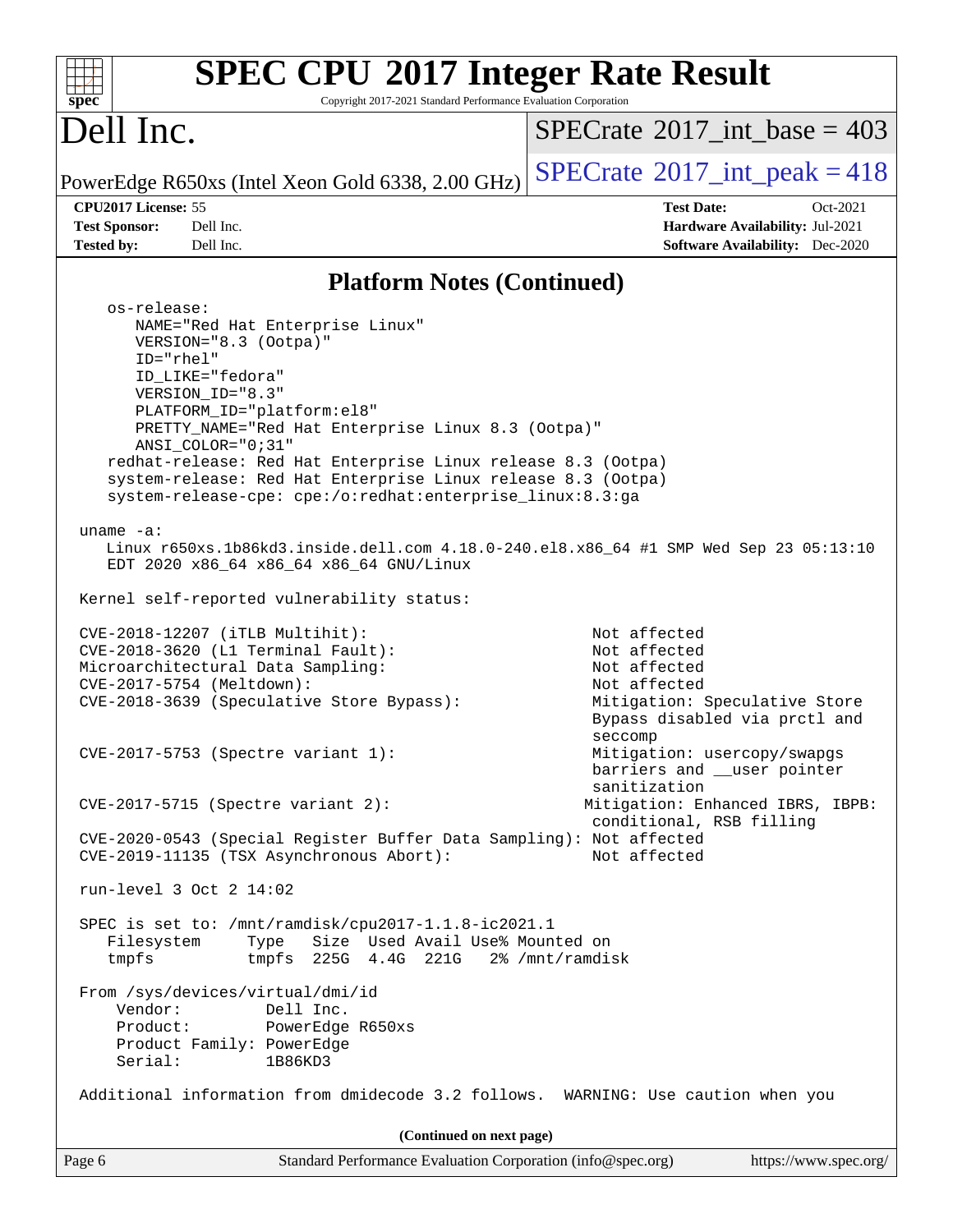## Platform Notes (Continued)

```
os-release:
   NAME="Red Hat Enterprise Linux"
   VERSION="8.3 (Ootpa)"
   ID="rhel"
   ID_LIKE="fedora"
   VERSION_ID="8.3"
   PLATFORM_ID="platform:el8"
   PRETTY_NAME="Red Hat Enterprise Linux 8.3 (Ootpa)"
   ANSI_COLOR="0;31"
redhat-release: Red Hat Enterprise Linux release 8.3 (Ootpa)
system-release: Red Hat Enterprise Linux release 8.3 (Ootpa)
system-release-cpe: cpe:/o:redhat:enterprise_linux:8.3:ga

uname -a:
   Linux r650xs.1b86kd3.inside.dell.com 4.18.0-240.el8.x86_64 #1 SMP Wed Sep 23 05:13:10
   EDT 2020 x86_64 x86_64 x86_64 GNU/Linux

Kernel self-reported vulnerability status:

CVE-2018-12207 (iTLB Multihit):                          Not affected
CVE-2018-3620 (L1 Terminal Fault):                       Not affected
Microarchitectural Data Sampling:                        Not affected
CVE-2017-5754 (Meltdown):                                Not affected
CVE-2018-3639 (Speculative Store Bypass):                Mitigation: Speculative Store
                                                         Bypass disabled via prctl and
                                                         seccomp
CVE-2017-5753 (Spectre variant 1):                       Mitigation: usercopy/swapgs
                                                         barriers and __user pointer
                                                         sanitization
CVE-2017-5715 (Spectre variant 2):                       Mitigation: Enhanced IBRS, IBPB:
                                                         conditional, RSB filling
CVE-2020-0543 (Special Register Buffer Data Sampling):  Not affected
CVE-2019-11135 (TSX Asynchronous Abort):                 Not affected

run-level 3 Oct 2 14:02

SPEC is set to: /mnt/ramdisk/cpu2017-1.1.8-ic2021.1
   Filesystem     Type   Size  Used Avail Use% Mounted on
   tmpfs          tmpfs  225G  4.4G  221G   2% /mnt/ramdisk

From /sys/devices/virtual/dmi/id
    Vendor:         Dell Inc.
    Product:        PowerEdge R650xs
    Product Family: PowerEdge
    Serial:         1B86KD3

Additional information from dmidecode 3.2 follows.  WARNING: Use caution when you
```

(Continued on next page)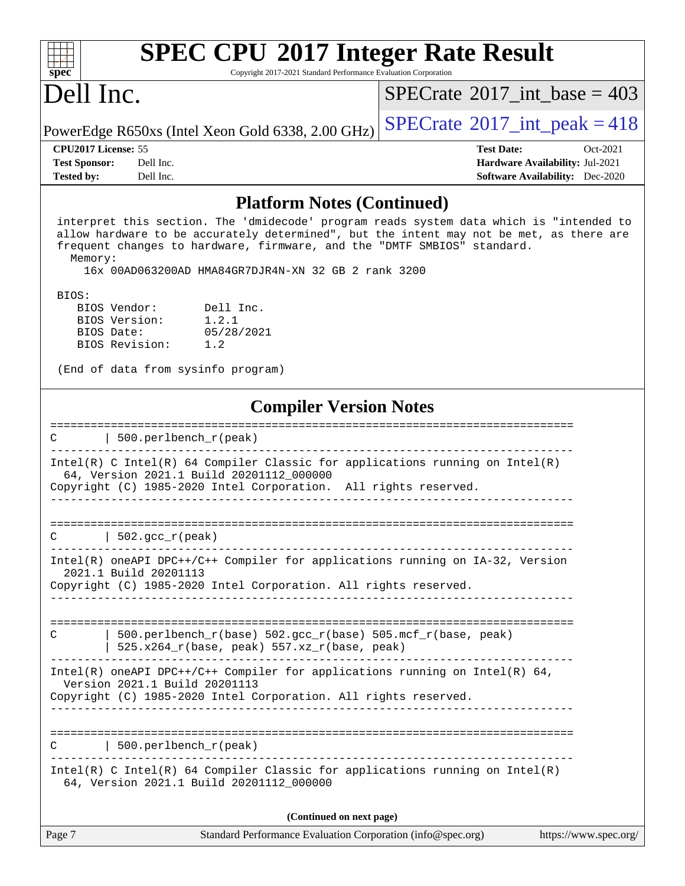# SPEC CPU 2017 Integer Rate Result

Copyright 2017-2021 Standard Performance Evaluation Corporation

# Dell Inc.

PowerEdge R650xs (Intel Xeon Gold 6338, 2.00 GHz)

SPECrate 2017_int_base = 403

SPECrate 2017_int_peak = 418

**CPU2017 License:** 55
**Test Sponsor:** Dell Inc.
**Tested by:** Dell Inc.

**Test Date:** Oct-2021
**Hardware Availability:** Jul-2021
**Software Availability:** Dec-2020

## Platform Notes (Continued)

```
 interpret this section. The 'dmidecode' program reads system data which is "intended to
 allow hardware to be accurately determined", but the intent may not be met, as there are
 frequent changes to hardware, firmware, and the "DMTF SMBIOS" standard.
   Memory:
     16x 00AD063200AD HMA84GR7DJR4N-XN 32 GB 2 rank 3200

 BIOS:
    BIOS Vendor:       Dell Inc.
    BIOS Version:      1.2.1
    BIOS Date:         05/28/2021
    BIOS Revision:     1.2

 (End of data from sysinfo program)
```

## Compiler Version Notes

```
==============================================================================
C       | 500.perlbench_r(peak)
------------------------------------------------------------------------------
Intel(R) C Intel(R) 64 Compiler Classic for applications running on Intel(R)
  64, Version 2021.1 Build 20201112_000000
Copyright (C) 1985-2020 Intel Corporation.  All rights reserved.
------------------------------------------------------------------------------

==============================================================================
C       | 502.gcc_r(peak)
------------------------------------------------------------------------------
Intel(R) oneAPI DPC++/C++ Compiler for applications running on IA-32, Version
  2021.1 Build 20201113
Copyright (C) 1985-2020 Intel Corporation. All rights reserved.
------------------------------------------------------------------------------

==============================================================================
C       | 500.perlbench_r(base) 502.gcc_r(base) 505.mcf_r(base, peak)
        | 525.x264_r(base, peak) 557.xz_r(base, peak)
------------------------------------------------------------------------------
Intel(R) oneAPI DPC++/C++ Compiler for applications running on Intel(R) 64,
  Version 2021.1 Build 20201113
Copyright (C) 1985-2020 Intel Corporation. All rights reserved.
------------------------------------------------------------------------------

==============================================================================
C       | 500.perlbench_r(peak)
------------------------------------------------------------------------------
Intel(R) C Intel(R) 64 Compiler Classic for applications running on Intel(R)
  64, Version 2021.1 Build 20201112_000000
```

(Continued on next page)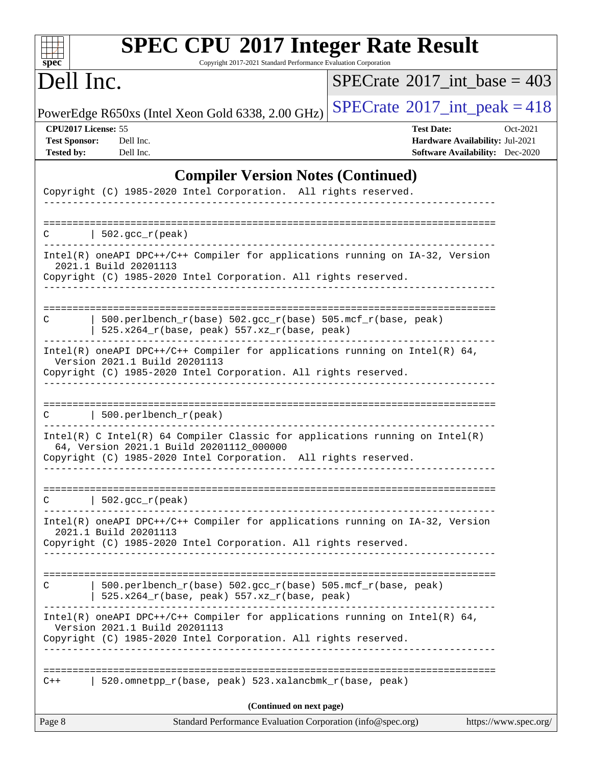## Compiler Version Notes (Continued)

```
Copyright (C) 1985-2020 Intel Corporation.  All rights reserved.
------------------------------------------------------------------------------

==============================================================================
C       | 502.gcc_r(peak)
------------------------------------------------------------------------------
Intel(R) oneAPI DPC++/C++ Compiler for applications running on IA-32, Version
  2021.1 Build 20201113
Copyright (C) 1985-2020 Intel Corporation. All rights reserved.
------------------------------------------------------------------------------

==============================================================================
C       | 500.perlbench_r(base) 502.gcc_r(base) 505.mcf_r(base, peak)
        | 525.x264_r(base, peak) 557.xz_r(base, peak)
------------------------------------------------------------------------------
Intel(R) oneAPI DPC++/C++ Compiler for applications running on Intel(R) 64,
  Version 2021.1 Build 20201113
Copyright (C) 1985-2020 Intel Corporation. All rights reserved.
------------------------------------------------------------------------------

==============================================================================
C       | 500.perlbench_r(peak)
------------------------------------------------------------------------------
Intel(R) C Intel(R) 64 Compiler Classic for applications running on Intel(R)
  64, Version 2021.1 Build 20201112_000000
Copyright (C) 1985-2020 Intel Corporation.  All rights reserved.
------------------------------------------------------------------------------

==============================================================================
C       | 502.gcc_r(peak)
------------------------------------------------------------------------------
Intel(R) oneAPI DPC++/C++ Compiler for applications running on IA-32, Version
  2021.1 Build 20201113
Copyright (C) 1985-2020 Intel Corporation. All rights reserved.
------------------------------------------------------------------------------

==============================================================================
C       | 500.perlbench_r(base) 502.gcc_r(base) 505.mcf_r(base, peak)
        | 525.x264_r(base, peak) 557.xz_r(base, peak)
------------------------------------------------------------------------------
Intel(R) oneAPI DPC++/C++ Compiler for applications running on Intel(R) 64,
  Version 2021.1 Build 20201113
Copyright (C) 1985-2020 Intel Corporation. All rights reserved.
------------------------------------------------------------------------------

==============================================================================
C++     | 520.omnetpp_r(base, peak) 523.xalancbmk_r(base, peak)
```

(Continued on next page)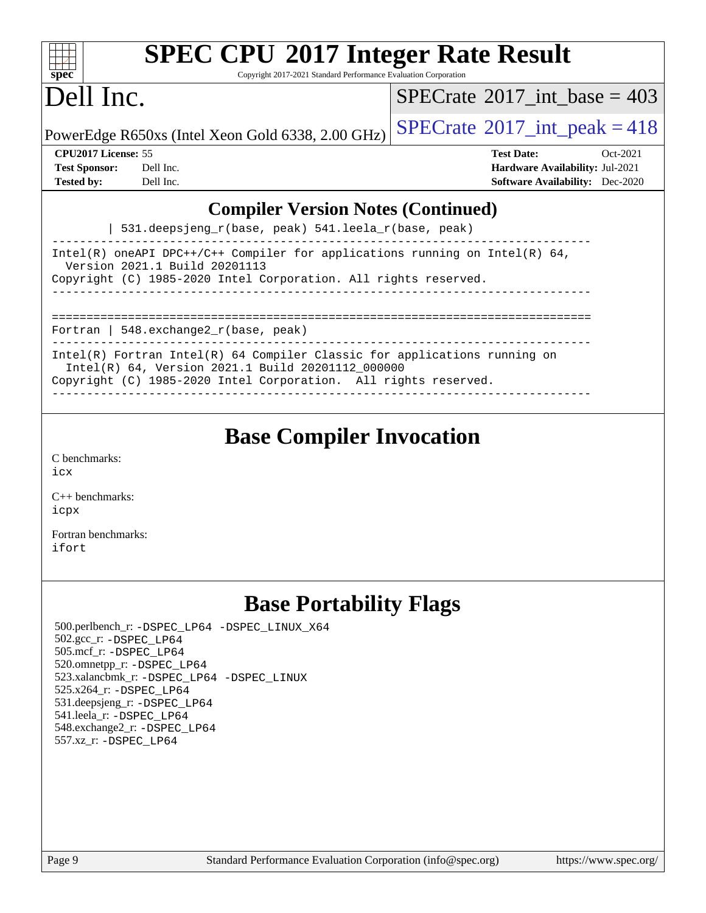# SPEC CPU 2017 Integer Rate Result

Copyright 2017-2021 Standard Performance Evaluation Corporation

# Dell Inc.

PowerEdge R650xs (Intel Xeon Gold 6338, 2.00 GHz)

SPECrate 2017_int_base = 403

SPECrate 2017_int_peak = 418

**CPU2017 License:** 55
**Test Sponsor:** Dell Inc.
**Tested by:** Dell Inc.

**Test Date:** Oct-2021
**Hardware Availability:** Jul-2021
**Software Availability:** Dec-2020

## Compiler Version Notes (Continued)

```
        | 531.deepsjeng_r(base, peak) 541.leela_r(base, peak)
------------------------------------------------------------------------------
Intel(R) oneAPI DPC++/C++ Compiler for applications running on Intel(R) 64,
  Version 2021.1 Build 20201113
Copyright (C) 1985-2020 Intel Corporation. All rights reserved.
------------------------------------------------------------------------------

==============================================================================
Fortran | 548.exchange2_r(base, peak)
------------------------------------------------------------------------------
Intel(R) Fortran Intel(R) 64 Compiler Classic for applications running on
  Intel(R) 64, Version 2021.1 Build 20201112_000000
Copyright (C) 1985-2020 Intel Corporation.  All rights reserved.
------------------------------------------------------------------------------
```

## Base Compiler Invocation

C benchmarks:
icx

C++ benchmarks:
icpx

Fortran benchmarks:
ifort

## Base Portability Flags

500.perlbench_r: -DSPEC_LP64 -DSPEC_LINUX_X64
502.gcc_r: -DSPEC_LP64
505.mcf_r: -DSPEC_LP64
520.omnetpp_r: -DSPEC_LP64
523.xalancbmk_r: -DSPEC_LP64 -DSPEC_LINUX
525.x264_r: -DSPEC_LP64
531.deepsjeng_r: -DSPEC_LP64
541.leela_r: -DSPEC_LP64
548.exchange2_r: -DSPEC_LP64
557.xz_r: -DSPEC_LP64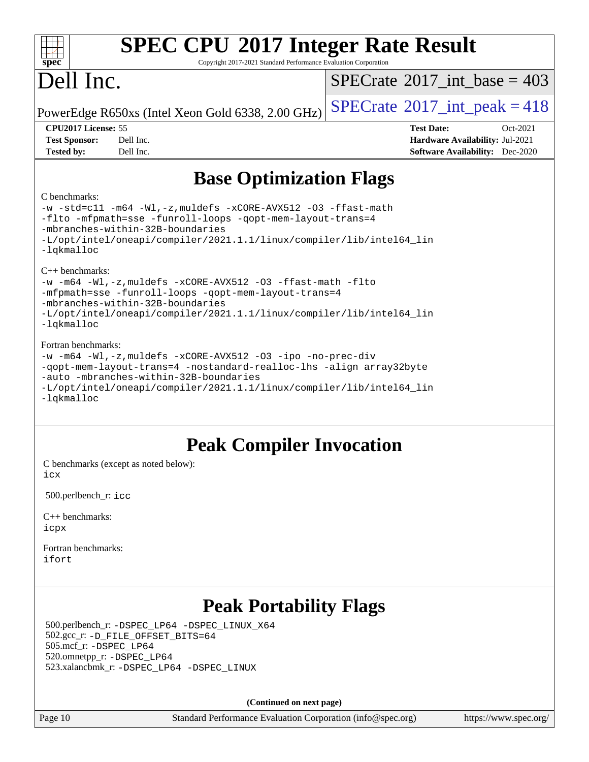# Base Optimization Flags

C benchmarks:

```
-w -std=c11 -m64 -Wl,-z,muldefs -xCORE-AVX512 -O3 -ffast-math
-flto -mfpmath=sse -funroll-loops -qopt-mem-layout-trans=4
-mbranches-within-32B-boundaries
-L/opt/intel/oneapi/compiler/2021.1.1/linux/compiler/lib/intel64_lin
-lqkmalloc
```

C++ benchmarks:

```
-w -m64 -Wl,-z,muldefs -xCORE-AVX512 -O3 -ffast-math -flto
-mfpmath=sse -funroll-loops -qopt-mem-layout-trans=4
-mbranches-within-32B-boundaries
-L/opt/intel/oneapi/compiler/2021.1.1/linux/compiler/lib/intel64_lin
-lqkmalloc
```

Fortran benchmarks:

```
-w -m64 -Wl,-z,muldefs -xCORE-AVX512 -O3 -ipo -no-prec-div
-qopt-mem-layout-trans=4 -nostandard-realloc-lhs -align array32byte
-auto -mbranches-within-32B-boundaries
-L/opt/intel/oneapi/compiler/2021.1.1/linux/compiler/lib/intel64_lin
-lqkmalloc
```

# Peak Compiler Invocation

C benchmarks (except as noted below):
`icx`

500.perlbench_r: `icc`

C++ benchmarks:
`icpx`

Fortran benchmarks:
`ifort`

# Peak Portability Flags

500.perlbench_r: `-DSPEC_LP64 -DSPEC_LINUX_X64`
502.gcc_r: `-D_FILE_OFFSET_BITS=64`
505.mcf_r: `-DSPEC_LP64`
520.omnetpp_r: `-DSPEC_LP64`
523.xalancbmk_r: `-DSPEC_LP64 -DSPEC_LINUX`

**(Continued on next page)**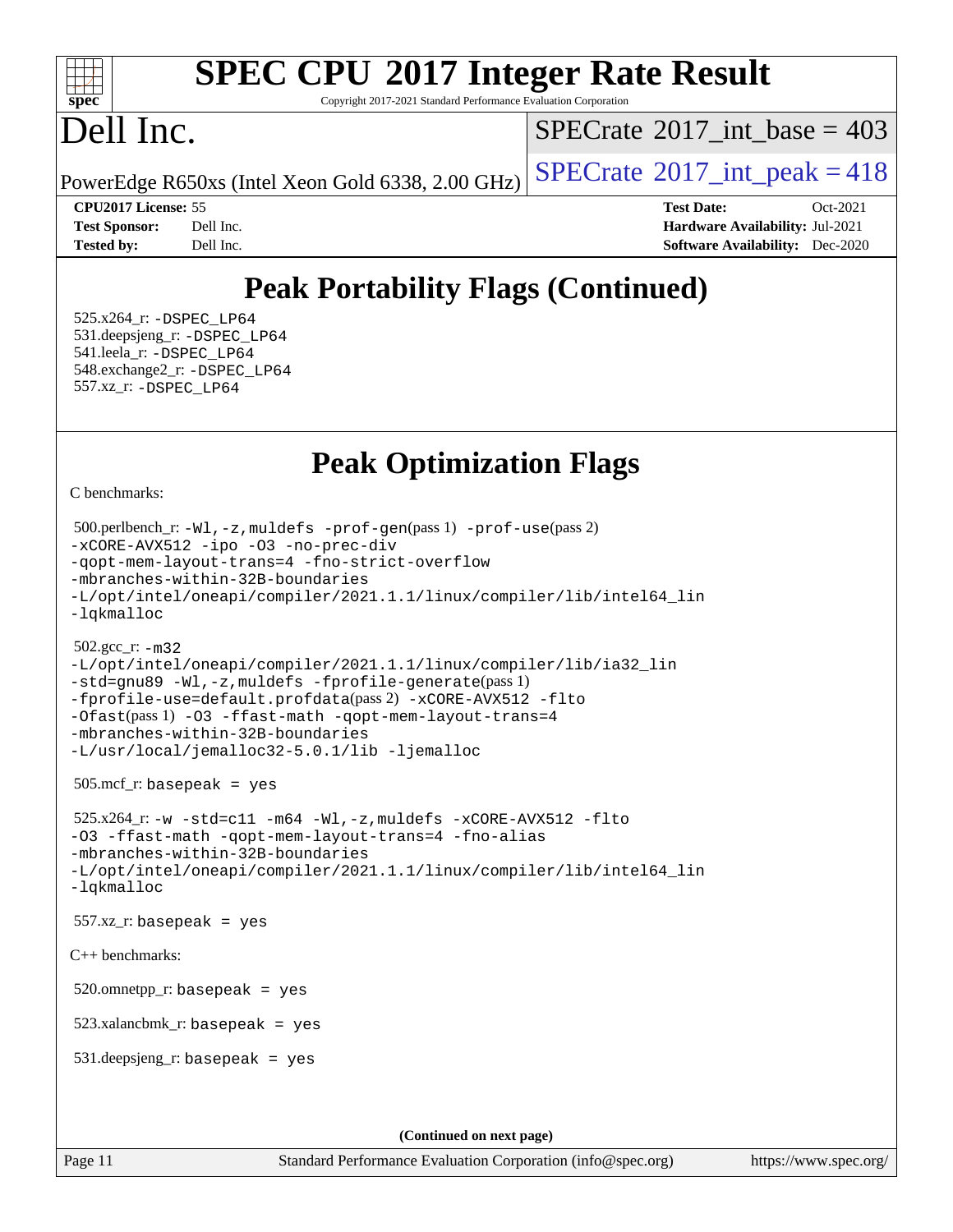# Peak Portability Flags (Continued)

525.x264_r: `-DSPEC_LP64`
531.deepsjeng_r: `-DSPEC_LP64`
541.leela_r: `-DSPEC_LP64`
548.exchange2_r: `-DSPEC_LP64`
557.xz_r: `-DSPEC_LP64`

# Peak Optimization Flags

C benchmarks:

500.perlbench_r: `-Wl,-z,muldefs -prof-gen`(pass 1) `-prof-use`(pass 2)
`-xCORE-AVX512 -ipo -O3 -no-prec-div`
`-qopt-mem-layout-trans=4 -fno-strict-overflow`
`-mbranches-within-32B-boundaries`
`-L/opt/intel/oneapi/compiler/2021.1.1/linux/compiler/lib/intel64_lin`
`-lqkmalloc`

502.gcc_r: `-m32`
`-L/opt/intel/oneapi/compiler/2021.1.1/linux/compiler/lib/ia32_lin`
`-std=gnu89 -Wl,-z,muldefs -fprofile-generate`(pass 1)
`-fprofile-use=default.profdata`(pass 2) `-xCORE-AVX512 -flto`
`-Ofast`(pass 1) `-O3 -ffast-math -qopt-mem-layout-trans=4`
`-mbranches-within-32B-boundaries`
`-L/usr/local/jemalloc32-5.0.1/lib -ljemalloc`

505.mcf_r: `basepeak = yes`

525.x264_r: `-w -std=c11 -m64 -Wl,-z,muldefs -xCORE-AVX512 -flto`
`-O3 -ffast-math -qopt-mem-layout-trans=4 -fno-alias`
`-mbranches-within-32B-boundaries`
`-L/opt/intel/oneapi/compiler/2021.1.1/linux/compiler/lib/intel64_lin`
`-lqkmalloc`

557.xz_r: `basepeak = yes`

C++ benchmarks:

520.omnetpp_r: `basepeak = yes`

523.xalancbmk_r: `basepeak = yes`

531.deepsjeng_r: `basepeak = yes`

**(Continued on next page)**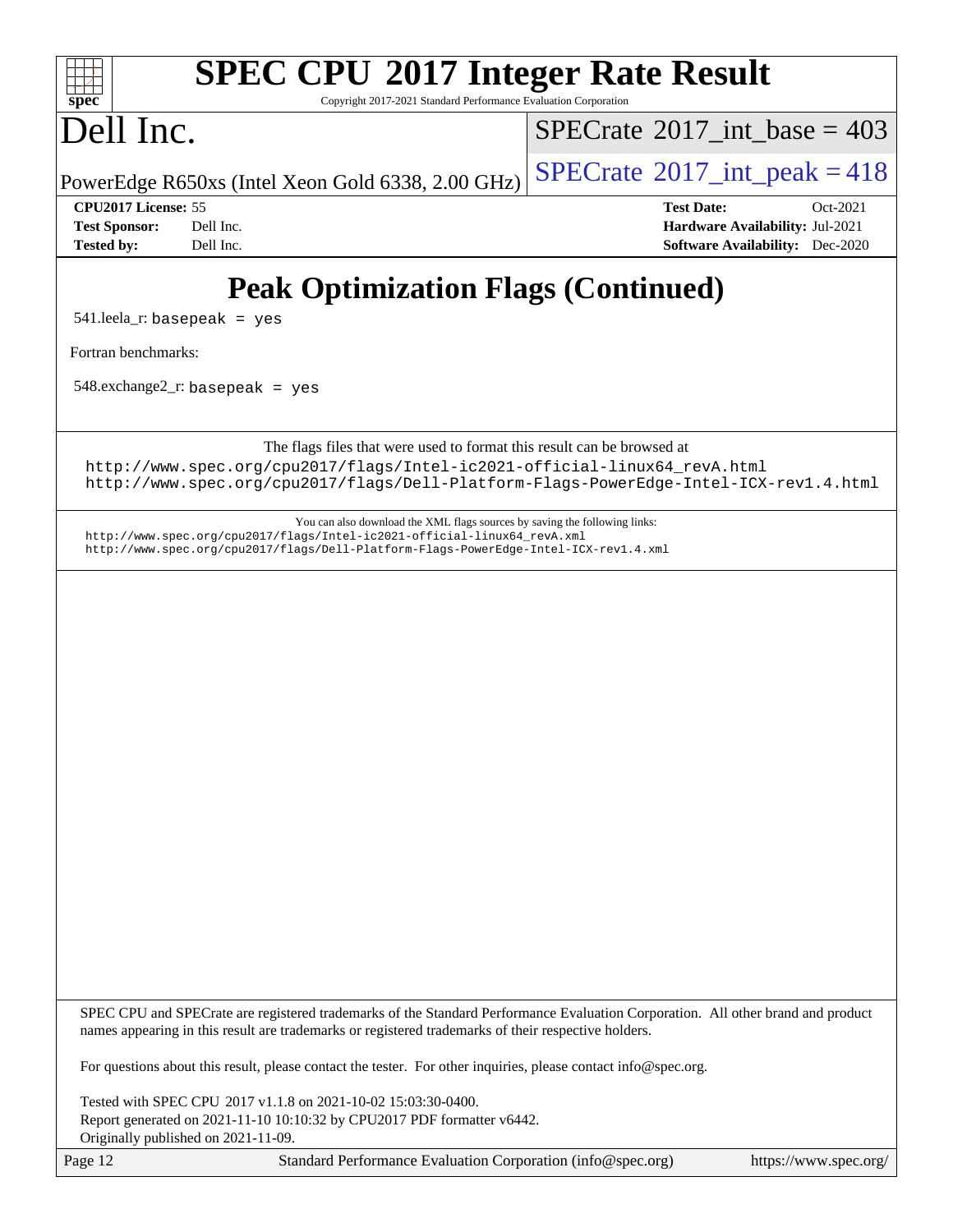## Peak Optimization Flags (Continued)

541.leela_r: basepeak = yes

Fortran benchmarks:

548.exchange2_r: basepeak = yes

The flags files that were used to format this result can be browsed at
http://www.spec.org/cpu2017/flags/Intel-ic2021-official-linux64_revA.html
http://www.spec.org/cpu2017/flags/Dell-Platform-Flags-PowerEdge-Intel-ICX-rev1.4.html

You can also download the XML flags sources by saving the following links:
http://www.spec.org/cpu2017/flags/Intel-ic2021-official-linux64_revA.xml
http://www.spec.org/cpu2017/flags/Dell-Platform-Flags-PowerEdge-Intel-ICX-rev1.4.xml

SPEC CPU and SPECrate are registered trademarks of the Standard Performance Evaluation Corporation. All other brand and product names appearing in this result are trademarks or registered trademarks of their respective holders.

For questions about this result, please contact the tester. For other inquiries, please contact info@spec.org.

Tested with SPEC CPU 2017 v1.1.8 on 2021-10-02 15:03:30-0400.
Report generated on 2021-11-10 10:10:32 by CPU2017 PDF formatter v6442.
Originally published on 2021-11-09.